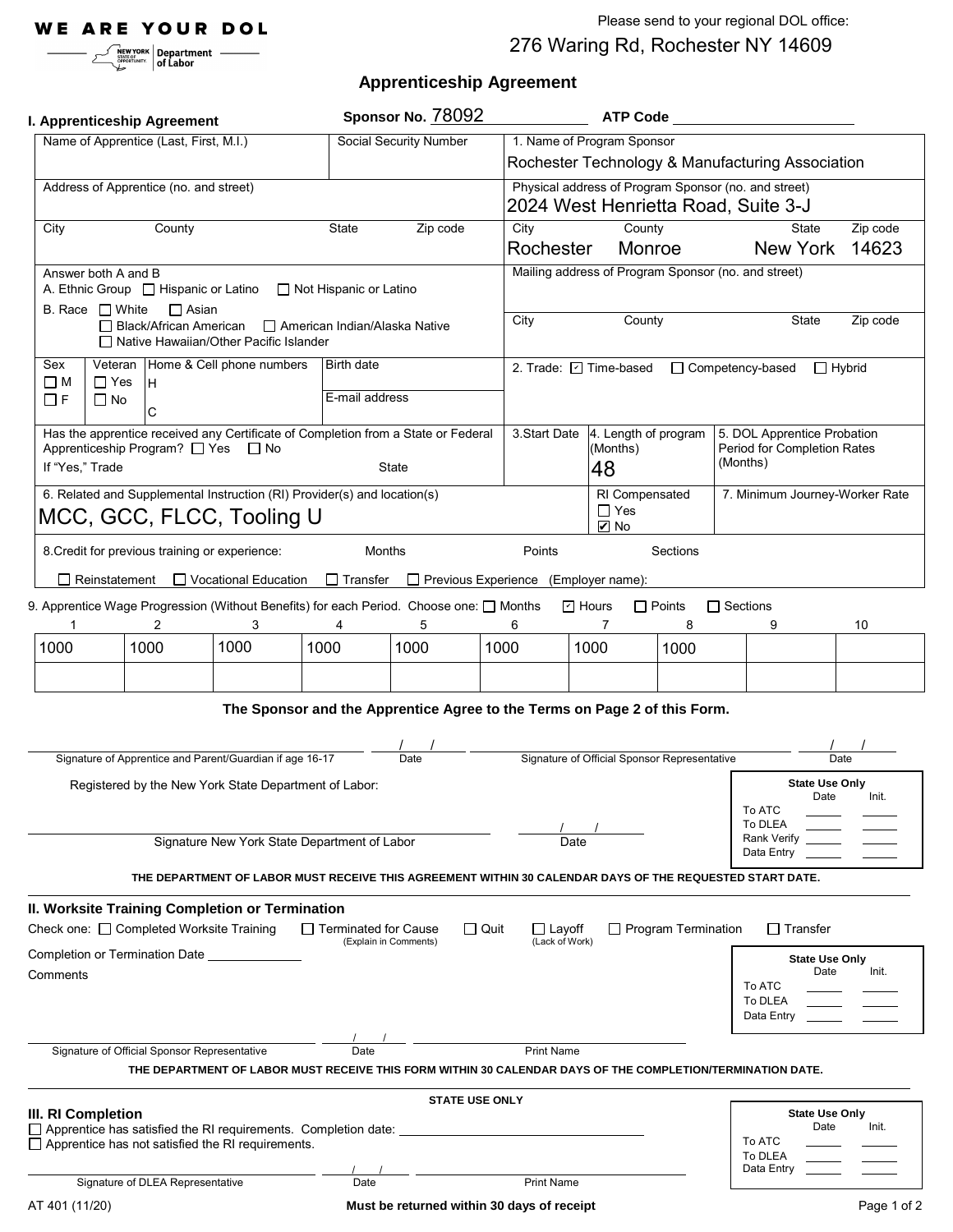**WE ARE YOUR DOL**

NEW YORK STATE OF OPPORTUNITY | Department of Labor

Please send to your regional DOL office:
276 Waring Rd, Rochester NY 14609

# Apprenticeship Agreement

## I. Apprenticeship Agreement

**Sponsor No.** 78092 **ATP Code** ______

| Name of Apprentice (Last, First, M.I.) | Social Security Number | 1. Name of Program Sponsor: Rochester Technology & Manufacturing Association |
|---|---|---|
| Address of Apprentice (no. and street) | | Physical address of Program Sponsor (no. and street): 2024 West Henrietta Road, Suite 3-J |
| City / County / State / Zip code | | City: Rochester / County: Monroe / State: New York / Zip code: 14623 |
| Answer both A and B<br>A. Ethnic Group ☐ Hispanic or Latino ☐ Not Hispanic or Latino<br>B. Race ☐ White ☐ Asian ☐ Black/African American ☐ American Indian/Alaska Native ☐ Native Hawaiian/Other Pacific Islander | | Mailing address of Program Sponsor (no. and street)<br>City / County / State / Zip code |
| Sex ☐ M ☐ F / Veteran ☐ Yes ☐ No / Home & Cell phone numbers H / C | Birth date / E-mail address | 2. Trade: ☑ Time-based ☐ Competency-based ☐ Hybrid |
| Has the apprentice received any Certificate of Completion from a State or Federal Apprenticeship Program? ☐ Yes ☐ No<br>If "Yes," Trade / State | | 3. Start Date / 4. Length of program (Months): 48 / 5. DOL Apprentice Probation Period for Completion Rates (Months) |
| 6. Related and Supplemental Instruction (RI) Provider(s) and location(s): MCC, GCC, FLCC, Tooling U | | RI Compensated ☐ Yes ☑ No / 7. Minimum Journey-Worker Rate |

8. Credit for previous training or experience: Months / Points / Sections

☐ Reinstatement ☐ Vocational Education ☐ Transfer ☐ Previous Experience (Employer name):

9. Apprentice Wage Progression (Without Benefits) for each Period. Choose one: ☐ Months ☑ Hours ☐ Points ☐ Sections

| 1 | 2 | 3 | 4 | 5 | 6 | 7 | 8 | 9 | 10 |
|---|---|---|---|---|---|---|---|---|---|
| 1000 | 1000 | 1000 | 1000 | 1000 | 1000 | 1000 | 1000 | | |
| | | | | | | | | | |

**The Sponsor and the Apprentice Agree to the Terms on Page 2 of this Form.**

Signature of Apprentice and Parent/Guardian if age 16-17 ______ Date __/__/__

Signature of Official Sponsor Representative ______ Date __/__/__

Registered by the New York State Department of Labor:

Signature New York State Department of Labor ______ Date __/__/__

| State Use Only | Date | Init. |
|---|---|---|
| To ATC | | |
| To DLEA | | |
| Rank Verify | | |
| Data Entry | | |

**THE DEPARTMENT OF LABOR MUST RECEIVE THIS AGREEMENT WITHIN 30 CALENDAR DAYS OF THE REQUESTED START DATE.**

## II. Worksite Training Completion or Termination

Check one: ☐ Completed Worksite Training ☐ Terminated for Cause (Explain in Comments) ☐ Quit ☐ Layoff (Lack of Work) ☐ Program Termination ☐ Transfer

Completion or Termination Date ______

Comments

| State Use Only | Date | Init. |
|---|---|---|
| To ATC | | |
| To DLEA | | |
| Data Entry | | |

Signature of Official Sponsor Representative ______ Date __/__/__ Print Name ______

**THE DEPARTMENT OF LABOR MUST RECEIVE THIS FORM WITHIN 30 CALENDAR DAYS OF THE COMPLETION/TERMINATION DATE.**

**STATE USE ONLY**

## III. RI Completion

☐ Apprentice has satisfied the RI requirements. Completion date: ______

☐ Apprentice has not satisfied the RI requirements.

Signature of DLEA Representative ______ Date __/__/__ Print Name ______

| State Use Only | Date | Init. |
|---|---|---|
| To ATC | | |
| To DLEA | | |
| Data Entry | | |

AT 401 (11/20)

**Must be returned within 30 days of receipt**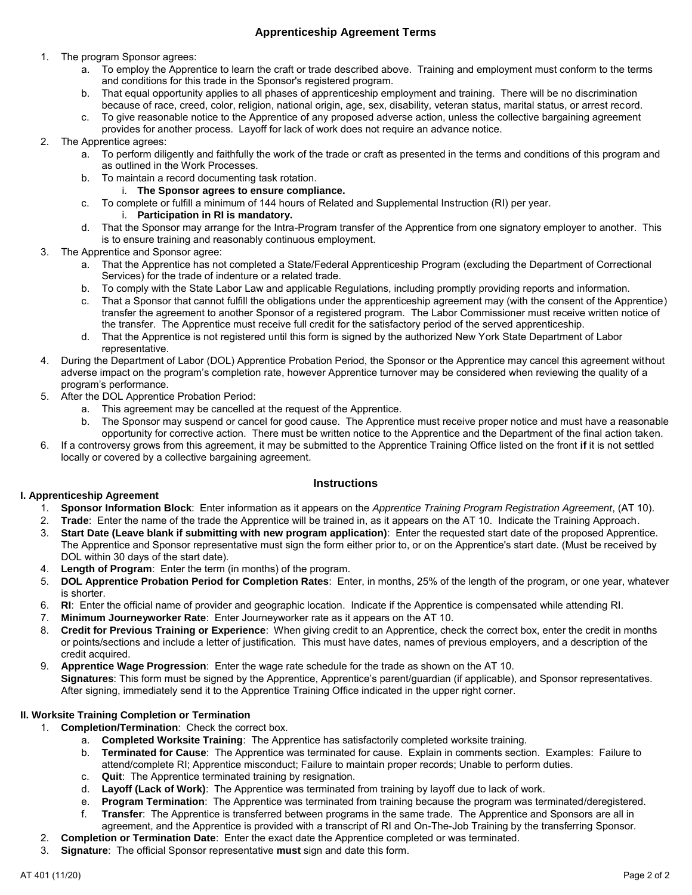## Apprenticeship Agreement Terms

1. The program Sponsor agrees:
   a. To employ the Apprentice to learn the craft or trade described above. Training and employment must conform to the terms and conditions for this trade in the Sponsor's registered program.
   b. That equal opportunity applies to all phases of apprenticeship employment and training. There will be no discrimination because of race, creed, color, religion, national origin, age, sex, disability, veteran status, marital status, or arrest record.
   c. To give reasonable notice to the Apprentice of any proposed adverse action, unless the collective bargaining agreement provides for another process. Layoff for lack of work does not require an advance notice.
2. The Apprentice agrees:
   a. To perform diligently and faithfully the work of the trade or craft as presented in the terms and conditions of this program and as outlined in the Work Processes.
   b. To maintain a record documenting task rotation.
      i. **The Sponsor agrees to ensure compliance.**
   c. To complete or fulfill a minimum of 144 hours of Related and Supplemental Instruction (RI) per year.
      i. **Participation in RI is mandatory.**
   d. That the Sponsor may arrange for the Intra-Program transfer of the Apprentice from one signatory employer to another. This is to ensure training and reasonably continuous employment.
3. The Apprentice and Sponsor agree:
   a. That the Apprentice has not completed a State/Federal Apprenticeship Program (excluding the Department of Correctional Services) for the trade of indenture or a related trade.
   b. To comply with the State Labor Law and applicable Regulations, including promptly providing reports and information.
   c. That a Sponsor that cannot fulfill the obligations under the apprenticeship agreement may (with the consent of the Apprentice) transfer the agreement to another Sponsor of a registered program. The Labor Commissioner must receive written notice of the transfer. The Apprentice must receive full credit for the satisfactory period of the served apprenticeship.
   d. That the Apprentice is not registered until this form is signed by the authorized New York State Department of Labor representative.
4. During the Department of Labor (DOL) Apprentice Probation Period, the Sponsor or the Apprentice may cancel this agreement without adverse impact on the program's completion rate, however Apprentice turnover may be considered when reviewing the quality of a program's performance.
5. After the DOL Apprentice Probation Period:
   a. This agreement may be cancelled at the request of the Apprentice.
   b. The Sponsor may suspend or cancel for good cause. The Apprentice must receive proper notice and must have a reasonable opportunity for corrective action. There must be written notice to the Apprentice and the Department of the final action taken.
6. If a controversy grows from this agreement, it may be submitted to the Apprentice Training Office listed on the front **if** it is not settled locally or covered by a collective bargaining agreement.

## Instructions

### I. Apprenticeship Agreement

1. **Sponsor Information Block**: Enter information as it appears on the *Apprentice Training Program Registration Agreement*, (AT 10).
2. **Trade**: Enter the name of the trade the Apprentice will be trained in, as it appears on the AT 10. Indicate the Training Approach.
3. **Start Date (Leave blank if submitting with new program application)**: Enter the requested start date of the proposed Apprentice. The Apprentice and Sponsor representative must sign the form either prior to, or on the Apprentice's start date. (Must be received by DOL within 30 days of the start date).
4. **Length of Program**: Enter the term (in months) of the program.
5. **DOL Apprentice Probation Period for Completion Rates**: Enter, in months, 25% of the length of the program, or one year, whatever is shorter.
6. **RI**: Enter the official name of provider and geographic location. Indicate if the Apprentice is compensated while attending RI.
7. **Minimum Journeyworker Rate**: Enter Journeyworker rate as it appears on the AT 10.
8. **Credit for Previous Training or Experience**: When giving credit to an Apprentice, check the correct box, enter the credit in months or points/sections and include a letter of justification. This must have dates, names of previous employers, and a description of the credit acquired.
9. **Apprentice Wage Progression**: Enter the wage rate schedule for the trade as shown on the AT 10.
   **Signatures**: This form must be signed by the Apprentice, Apprentice's parent/guardian (if applicable), and Sponsor representatives. After signing, immediately send it to the Apprentice Training Office indicated in the upper right corner.

### II. Worksite Training Completion or Termination

1. **Completion/Termination**: Check the correct box.
   a. **Completed Worksite Training**: The Apprentice has satisfactorily completed worksite training.
   b. **Terminated for Cause**: The Apprentice was terminated for cause. Explain in comments section. Examples: Failure to attend/complete RI; Apprentice misconduct; Failure to maintain proper records; Unable to perform duties.
   c. **Quit**: The Apprentice terminated training by resignation.
   d. **Layoff (Lack of Work)**: The Apprentice was terminated from training by layoff due to lack of work.
   e. **Program Termination**: The Apprentice was terminated from training because the program was terminated/deregistered.
   f. **Transfer**: The Apprentice is transferred between programs in the same trade. The Apprentice and Sponsors are all in agreement, and the Apprentice is provided with a transcript of RI and On-The-Job Training by the transferring Sponsor.
2. **Completion or Termination Date**: Enter the exact date the Apprentice completed or was terminated.
3. **Signature**: The official Sponsor representative **must** sign and date this form.

AT 401 (11/20)